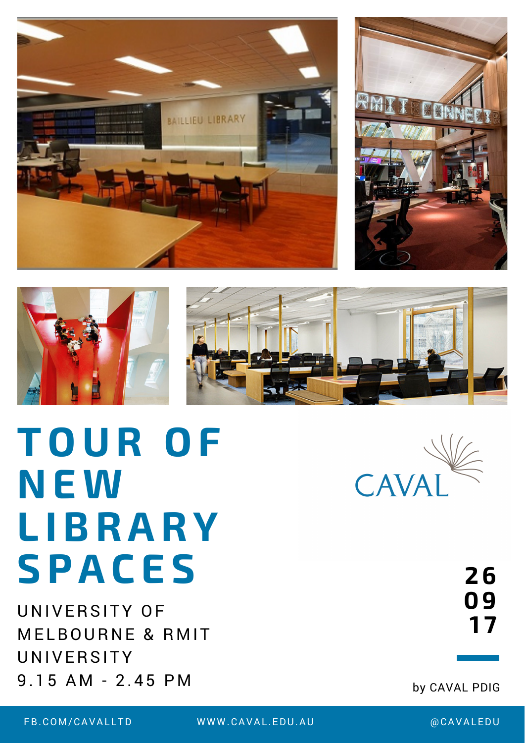# TOUR OF NEW LIBRARY SPACES

UNIVERSITY OF MELBOURNE & RMIT UNIVERSITY

9.15 AM - 2.45 PM

CAVAL

26
09
17

by CAVAL PDIG

FB.COM/CAVALLTD WWW.CAVAL.EDU.AU @CAVALEDU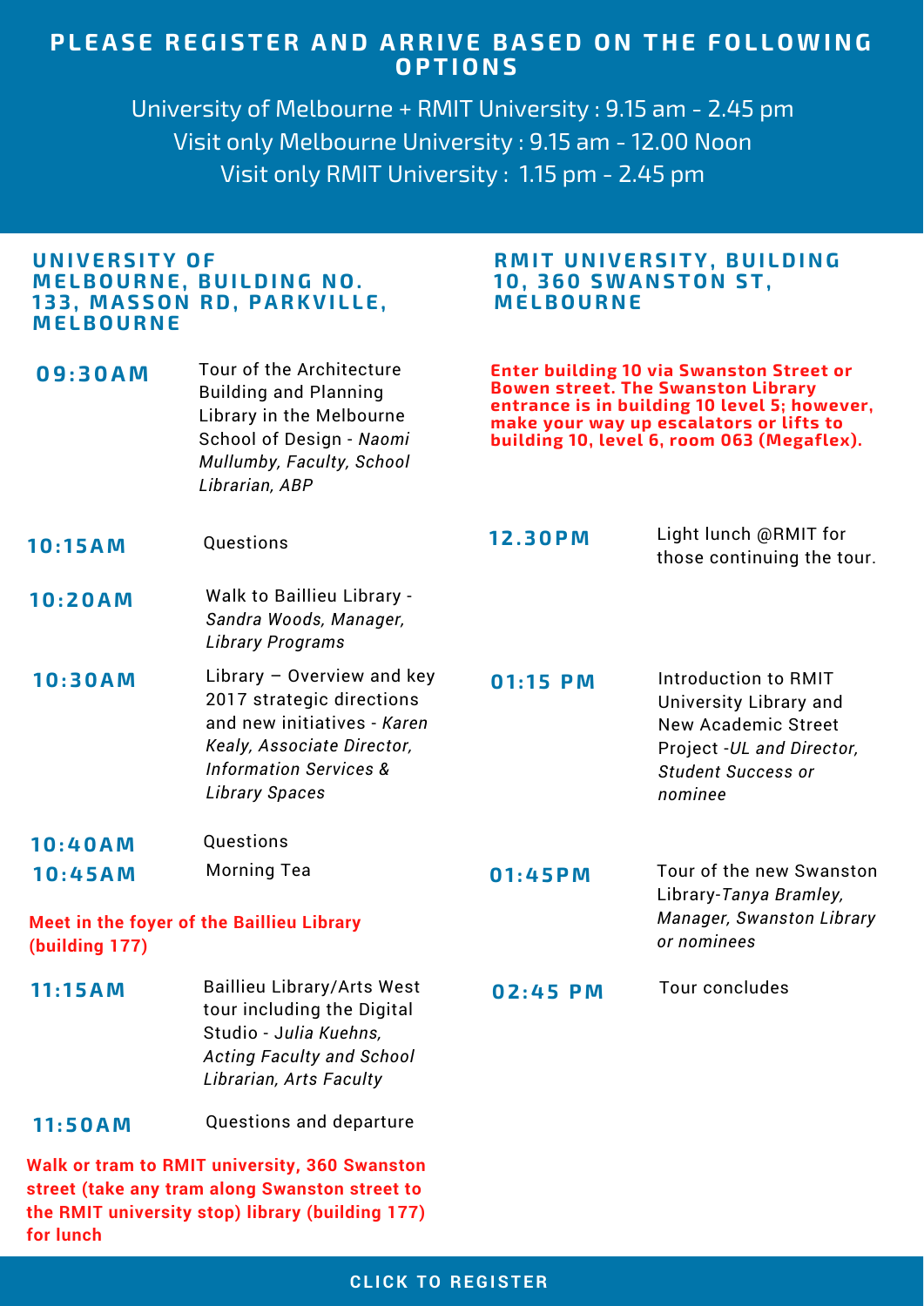## PLEASE REGISTER AND ARRIVE BASED ON THE FOLLOWING OPTIONS

University of Melbourne + RMIT University : 9.15 am - 2.45 pm
Visit only Melbourne University : 9.15 am - 12.00 Noon
Visit only RMIT University : 1.15 pm - 2.45 pm

### UNIVERSITY OF MELBOURNE, BUILDING NO. 133, MASSON RD, PARKVILLE, MELBOURNE

| | |
|---|---|
| **09:30AM** | Tour of the Architecture Building and Planning Library in the Melbourne School of Design - *Naomi Mullumby, Faculty, School Librarian, ABP* |
| **10:15AM** | Questions |
| **10:20AM** | Walk to Baillieu Library - *Sandra Woods, Manager, Library Programs* |
| **10:30AM** | Library – Overview and key 2017 strategic directions and new initiatives - *Karen Kealy, Associate Director, Information Services & Library Spaces* |
| **10:40AM** | Questions |
| **10:45AM** | Morning Tea |

**Meet in the foyer of the Baillieu Library (building 177)**

| | |
|---|---|
| **11:15AM** | Baillieu Library/Arts West tour including the Digital Studio - *Julia Kuehns, Acting Faculty and School Librarian, Arts Faculty* |
| **11:50AM** | Questions and departure |

**Walk or tram to RMIT university, 360 Swanston street (take any tram along Swanston street to the RMIT university stop) library (building 177) for lunch**

### RMIT UNIVERSITY, BUILDING 10, 360 SWANSTON ST, MELBOURNE

**Enter building 10 via Swanston Street or Bowen street. The Swanston Library entrance is in building 10 level 5; however, make your way up escalators or lifts to building 10, level 6, room 063 (Megaflex).**

| | |
|---|---|
| **12.30PM** | Light lunch @RMIT for those continuing the tour. |
| **01:15 PM** | Introduction to RMIT University Library and New Academic Street Project -*UL and Director, Student Success or nominee* |
| **01:45PM** | Tour of the new Swanston Library-*Tanya Bramley, Manager, Swanston Library or nominees* |
| **02:45 PM** | Tour concludes |

**CLICK TO REGISTER**